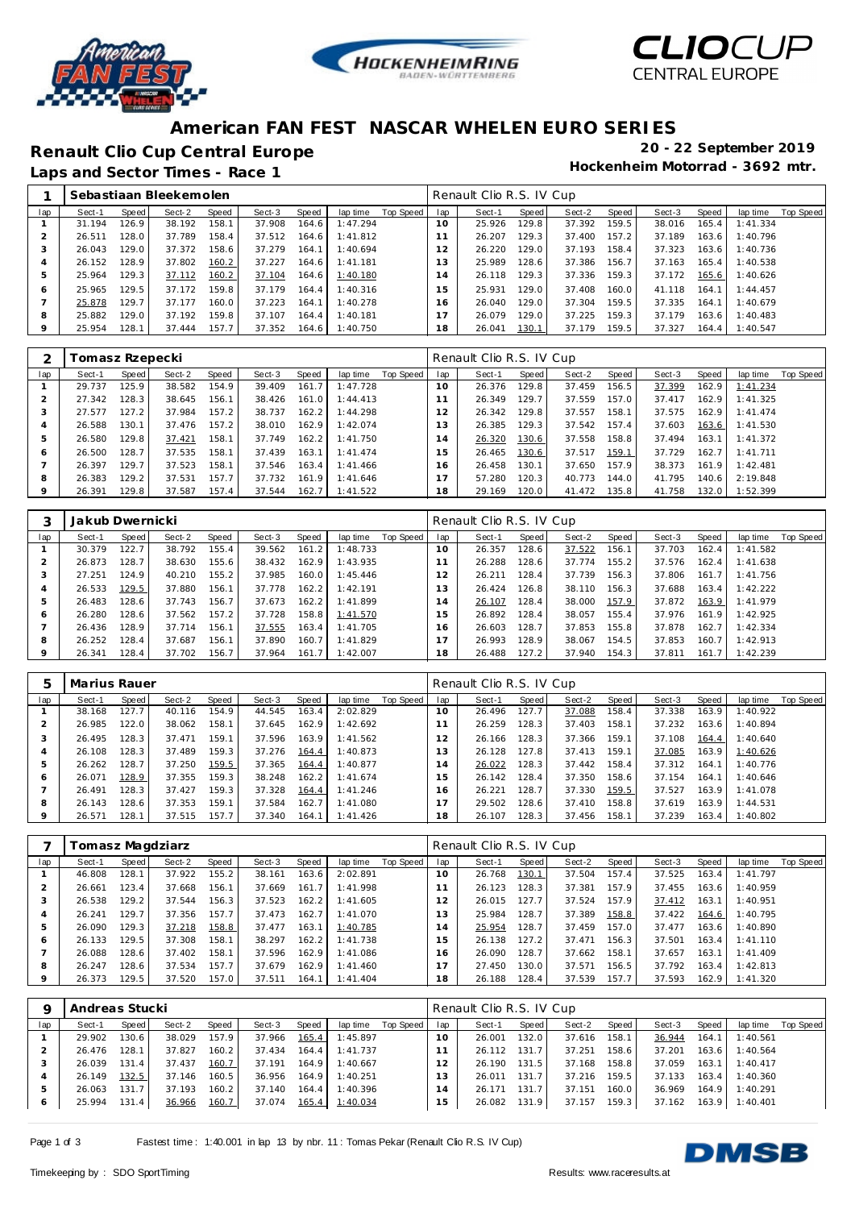# American FAN FEST NASCAR WHELEN EURO SERIES

## Renault Clio Cup Central Europe

**20 - 22 September 2019**

### Laps and Sector Times - Race 1

**Hockenheim Motorrad - 3692 mtr.**

| 1 | Sebastiaan Bleekemolen | | | | | | | | Renault Clio R.S. IV Cup | | | | | | | | |
|---|---|---|---|---|---|---|---|---|---|---|---|---|---|---|---|---|---|
| lap | Sect-1 | Speed | Sect-2 | Speed | Sect-3 | Speed | lap time | Top Speed | lap | Sect-1 | Speed | Sect-2 | Speed | Sect-3 | Speed | lap time | Top Speed |
| 1 | 31.194 | 126.9 | 38.192 | 158.1 | 37.908 | 164.6 | 1:47.294 | | 10 | 25.926 | 129.8 | 37.392 | 159.5 | 38.016 | 165.4 | 1:41.334 | |
| 2 | 26.511 | 128.0 | 37.789 | 158.4 | 37.512 | 164.6 | 1:41.812 | | 11 | 26.207 | 129.3 | 37.400 | 157.2 | 37.189 | 163.6 | 1:40.796 | |
| 3 | 26.043 | 129.0 | 37.372 | 158.6 | 37.279 | 164.1 | 1:40.694 | | 12 | 26.220 | 129.0 | 37.193 | 158.4 | 37.323 | 163.6 | 1:40.736 | |
| 4 | 26.152 | 128.9 | 37.802 | 160.2 | 37.227 | 164.6 | 1:41.181 | | 13 | 25.989 | 128.6 | 37.386 | 156.7 | 37.163 | 165.4 | 1:40.538 | |
| 5 | 25.964 | 129.3 | 37.112 | 160.2 | 37.104 | 164.6 | 1:40.180 | | 14 | 26.118 | 129.3 | 37.336 | 159.3 | 37.172 | 165.6 | 1:40.626 | |
| 6 | 25.965 | 129.5 | 37.172 | 159.8 | 37.179 | 164.4 | 1:40.316 | | 15 | 25.931 | 129.0 | 37.408 | 160.0 | 41.118 | 164.1 | 1:44.457 | |
| 7 | 25.878 | 129.7 | 37.177 | 160.0 | 37.223 | 164.1 | 1:40.278 | | 16 | 26.040 | 129.0 | 37.304 | 159.5 | 37.335 | 164.1 | 1:40.679 | |
| 8 | 25.882 | 129.0 | 37.192 | 159.8 | 37.107 | 164.4 | 1:40.181 | | 17 | 26.079 | 129.0 | 37.225 | 159.3 | 37.179 | 163.6 | 1:40.483 | |
| 9 | 25.954 | 128.1 | 37.444 | 157.7 | 37.352 | 164.6 | 1:40.750 | | 18 | 26.041 | 130.1 | 37.179 | 159.5 | 37.327 | 164.4 | 1:40.547 | |

| 2 | Tomasz Rzepecki | | | | | | | | Renault Clio R.S. IV Cup | | | | | | | | |
|---|---|---|---|---|---|---|---|---|---|---|---|---|---|---|---|---|---|
| lap | Sect-1 | Speed | Sect-2 | Speed | Sect-3 | Speed | lap time | Top Speed | lap | Sect-1 | Speed | Sect-2 | Speed | Sect-3 | Speed | lap time | Top Speed |
| 1 | 29.737 | 125.9 | 38.582 | 154.9 | 39.409 | 161.7 | 1:47.728 | | 10 | 26.376 | 129.8 | 37.459 | 156.5 | 37.399 | 162.9 | 1:41.234 | |
| 2 | 27.342 | 128.3 | 38.645 | 156.1 | 38.426 | 161.0 | 1:44.413 | | 11 | 26.349 | 129.7 | 37.559 | 157.0 | 37.417 | 162.9 | 1:41.325 | |
| 3 | 27.577 | 127.2 | 37.984 | 157.2 | 38.737 | 162.2 | 1:44.298 | | 12 | 26.342 | 129.8 | 37.557 | 158.1 | 37.575 | 162.9 | 1:41.474 | |
| 4 | 26.588 | 130.1 | 37.476 | 157.2 | 38.010 | 162.9 | 1:42.074 | | 13 | 26.385 | 129.3 | 37.542 | 157.4 | 37.603 | 163.6 | 1:41.530 | |
| 5 | 26.580 | 129.8 | 37.421 | 158.1 | 37.749 | 162.2 | 1:41.750 | | 14 | 26.320 | 130.6 | 37.558 | 158.8 | 37.494 | 163.1 | 1:41.372 | |
| 6 | 26.500 | 128.7 | 37.535 | 158.1 | 37.439 | 163.1 | 1:41.474 | | 15 | 26.465 | 130.6 | 37.517 | 159.1 | 37.729 | 162.7 | 1:41.711 | |
| 7 | 26.397 | 129.7 | 37.523 | 158.1 | 37.546 | 163.4 | 1:41.466 | | 16 | 26.458 | 130.1 | 37.650 | 157.9 | 38.373 | 161.9 | 1:42.481 | |
| 8 | 26.383 | 129.2 | 37.531 | 157.7 | 37.732 | 161.9 | 1:41.646 | | 17 | 57.280 | 120.3 | 40.773 | 144.0 | 41.795 | 140.6 | 2:19.848 | |
| 9 | 26.391 | 129.8 | 37.587 | 157.4 | 37.544 | 162.7 | 1:41.522 | | 18 | 29.169 | 120.0 | 41.472 | 135.8 | 41.758 | 132.0 | 1:52.399 | |

| 3 | Jakub Dwernicki | | | | | | | | Renault Clio R.S. IV Cup | | | | | | | | |
|---|---|---|---|---|---|---|---|---|---|---|---|---|---|---|---|---|---|
| lap | Sect-1 | Speed | Sect-2 | Speed | Sect-3 | Speed | lap time | Top Speed | lap | Sect-1 | Speed | Sect-2 | Speed | Sect-3 | Speed | lap time | Top Speed |
| 1 | 30.379 | 122.7 | 38.792 | 155.4 | 39.562 | 161.2 | 1:48.733 | | 10 | 26.357 | 128.6 | 37.522 | 156.1 | 37.703 | 162.4 | 1:41.582 | |
| 2 | 26.873 | 128.7 | 38.630 | 155.6 | 38.432 | 162.9 | 1:43.935 | | 11 | 26.288 | 128.6 | 37.774 | 155.2 | 37.576 | 162.4 | 1:41.638 | |
| 3 | 27.251 | 124.9 | 40.210 | 155.2 | 37.985 | 160.0 | 1:45.446 | | 12 | 26.211 | 128.4 | 37.739 | 156.3 | 37.806 | 161.7 | 1:41.756 | |
| 4 | 26.533 | 129.5 | 37.880 | 156.1 | 37.778 | 162.2 | 1:42.191 | | 13 | 26.424 | 126.8 | 38.110 | 156.3 | 37.688 | 163.4 | 1:42.222 | |
| 5 | 26.483 | 128.6 | 37.743 | 156.7 | 37.673 | 162.2 | 1:41.899 | | 14 | 26.107 | 128.4 | 38.000 | 157.9 | 37.872 | 163.9 | 1:41.979 | |
| 6 | 26.280 | 128.6 | 37.562 | 157.2 | 37.728 | 158.8 | 1:41.570 | | 15 | 26.892 | 128.4 | 38.057 | 155.4 | 37.976 | 161.9 | 1:42.925 | |
| 7 | 26.436 | 128.9 | 37.714 | 156.1 | 37.555 | 163.4 | 1:41.705 | | 16 | 26.603 | 128.7 | 37.853 | 155.8 | 37.878 | 162.7 | 1:42.334 | |
| 8 | 26.252 | 128.4 | 37.687 | 156.1 | 37.890 | 160.7 | 1:41.829 | | 17 | 26.993 | 128.9 | 38.067 | 154.5 | 37.853 | 160.7 | 1:42.913 | |
| 9 | 26.341 | 128.4 | 37.702 | 156.7 | 37.964 | 161.7 | 1:42.007 | | 18 | 26.488 | 127.2 | 37.940 | 154.3 | 37.811 | 161.7 | 1:42.239 | |

| 5 | Marius Rauer | | | | | | | | Renault Clio R.S. IV Cup | | | | | | | | |
|---|---|---|---|---|---|---|---|---|---|---|---|---|---|---|---|---|---|
| lap | Sect-1 | Speed | Sect-2 | Speed | Sect-3 | Speed | lap time | Top Speed | lap | Sect-1 | Speed | Sect-2 | Speed | Sect-3 | Speed | lap time | Top Speed |
| 1 | 38.168 | 127.7 | 40.116 | 154.9 | 44.545 | 163.4 | 2:02.829 | | 10 | 26.496 | 127.7 | 37.088 | 158.4 | 37.338 | 163.9 | 1:40.922 | |
| 2 | 26.985 | 122.0 | 38.062 | 158.1 | 37.645 | 162.9 | 1:42.692 | | 11 | 26.259 | 128.3 | 37.403 | 158.1 | 37.232 | 163.6 | 1:40.894 | |
| 3 | 26.495 | 128.3 | 37.471 | 159.1 | 37.596 | 163.9 | 1:41.562 | | 12 | 26.166 | 128.3 | 37.366 | 159.1 | 37.108 | 164.4 | 1:40.640 | |
| 4 | 26.108 | 128.3 | 37.489 | 159.3 | 37.276 | 164.4 | 1:40.873 | | 13 | 26.128 | 127.8 | 37.413 | 159.1 | 37.085 | 163.9 | 1:40.626 | |
| 5 | 26.262 | 128.7 | 37.250 | 159.5 | 37.365 | 164.4 | 1:40.877 | | 14 | 26.022 | 128.3 | 37.442 | 158.4 | 37.312 | 164.1 | 1:40.776 | |
| 6 | 26.071 | 128.9 | 37.355 | 159.3 | 38.248 | 162.2 | 1:41.674 | | 15 | 26.142 | 128.4 | 37.350 | 158.6 | 37.154 | 164.1 | 1:40.646 | |
| 7 | 26.491 | 128.3 | 37.427 | 159.3 | 37.328 | 164.4 | 1:41.246 | | 16 | 26.221 | 128.7 | 37.330 | 159.5 | 37.527 | 163.9 | 1:41.078 | |
| 8 | 26.143 | 128.6 | 37.353 | 159.1 | 37.584 | 162.7 | 1:41.080 | | 17 | 29.502 | 128.6 | 37.410 | 158.8 | 37.619 | 163.9 | 1:44.531 | |
| 9 | 26.571 | 128.1 | 37.515 | 157.7 | 37.340 | 164.1 | 1:41.426 | | 18 | 26.107 | 128.3 | 37.456 | 158.1 | 37.239 | 163.4 | 1:40.802 | |

| 7 | Tomasz Magdziarz | | | | | | | | Renault Clio R.S. IV Cup | | | | | | | | |
|---|---|---|---|---|---|---|---|---|---|---|---|---|---|---|---|---|---|
| lap | Sect-1 | Speed | Sect-2 | Speed | Sect-3 | Speed | lap time | Top Speed | lap | Sect-1 | Speed | Sect-2 | Speed | Sect-3 | Speed | lap time | Top Speed |
| 1 | 46.808 | 128.1 | 37.922 | 155.2 | 38.161 | 163.6 | 2:02.891 | | 10 | 26.768 | 130.1 | 37.504 | 157.4 | 37.525 | 163.4 | 1:41.797 | |
| 2 | 26.661 | 123.4 | 37.668 | 156.1 | 37.669 | 161.7 | 1:41.998 | | 11 | 26.123 | 128.3 | 37.381 | 157.9 | 37.455 | 163.6 | 1:40.959 | |
| 3 | 26.538 | 129.2 | 37.544 | 156.3 | 37.523 | 162.2 | 1:41.605 | | 12 | 26.015 | 127.7 | 37.524 | 157.9 | 37.412 | 163.1 | 1:40.951 | |
| 4 | 26.241 | 129.7 | 37.356 | 157.7 | 37.473 | 162.7 | 1:41.070 | | 13 | 25.984 | 128.7 | 37.389 | 158.8 | 37.422 | 164.6 | 1:40.795 | |
| 5 | 26.090 | 129.3 | 37.218 | 158.8 | 37.477 | 163.1 | 1:40.785 | | 14 | 25.954 | 128.7 | 37.459 | 157.0 | 37.477 | 163.6 | 1:40.890 | |
| 6 | 26.133 | 129.5 | 37.308 | 158.1 | 38.297 | 162.2 | 1:41.738 | | 15 | 26.138 | 127.2 | 37.471 | 156.3 | 37.501 | 163.4 | 1:41.110 | |
| 7 | 26.088 | 128.6 | 37.402 | 158.1 | 37.596 | 162.9 | 1:41.086 | | 16 | 26.090 | 128.7 | 37.662 | 158.1 | 37.657 | 163.1 | 1:41.409 | |
| 8 | 26.247 | 128.6 | 37.534 | 157.7 | 37.679 | 162.9 | 1:41.460 | | 17 | 27.450 | 130.0 | 37.571 | 156.5 | 37.792 | 163.4 | 1:42.813 | |
| 9 | 26.373 | 129.5 | 37.520 | 157.0 | 37.511 | 164.1 | 1:41.404 | | 18 | 26.188 | 128.4 | 37.539 | 157.7 | 37.593 | 162.9 | 1:41.320 | |

| 9 | Andreas Stucki | | | | | | | | Renault Clio R.S. IV Cup | | | | | | | | |
|---|---|---|---|---|---|---|---|---|---|---|---|---|---|---|---|---|---|
| lap | Sect-1 | Speed | Sect-2 | Speed | Sect-3 | Speed | lap time | Top Speed | lap | Sect-1 | Speed | Sect-2 | Speed | Sect-3 | Speed | lap time | Top Speed |
| 1 | 29.902 | 130.6 | 38.029 | 157.9 | 37.966 | 165.4 | 1:45.897 | | 10 | 26.001 | 132.0 | 37.616 | 158.1 | 36.944 | 164.1 | 1:40.561 | |
| 2 | 26.476 | 128.1 | 37.827 | 160.2 | 37.434 | 164.4 | 1:41.737 | | 11 | 26.112 | 131.7 | 37.251 | 158.6 | 37.201 | 163.6 | 1:40.564 | |
| 3 | 26.039 | 131.4 | 37.437 | 160.7 | 37.191 | 164.9 | 1:40.667 | | 12 | 26.190 | 131.5 | 37.168 | 158.8 | 37.059 | 163.1 | 1:40.417 | |
| 4 | 26.149 | 132.5 | 37.146 | 160.5 | 36.956 | 164.9 | 1:40.251 | | 13 | 26.011 | 131.7 | 37.216 | 159.5 | 37.133 | 163.4 | 1:40.360 | |
| 5 | 26.063 | 131.7 | 37.193 | 160.2 | 37.140 | 164.4 | 1:40.396 | | 14 | 26.171 | 131.7 | 37.151 | 160.0 | 36.969 | 164.9 | 1:40.291 | |
| 6 | 25.994 | 131.4 | 36.966 | 160.7 | 37.074 | 165.4 | 1:40.034 | | 15 | 26.082 | 131.9 | 37.157 | 159.3 | 37.162 | 163.9 | 1:40.401 | |

Fastest time : 1:40.001 in lap 13 by nbr. 11 : Tomas Pekar (Renault Clio R.S. IV Cup)

Timekeeping by : SDO SportTiming

Results: www.raceresults.at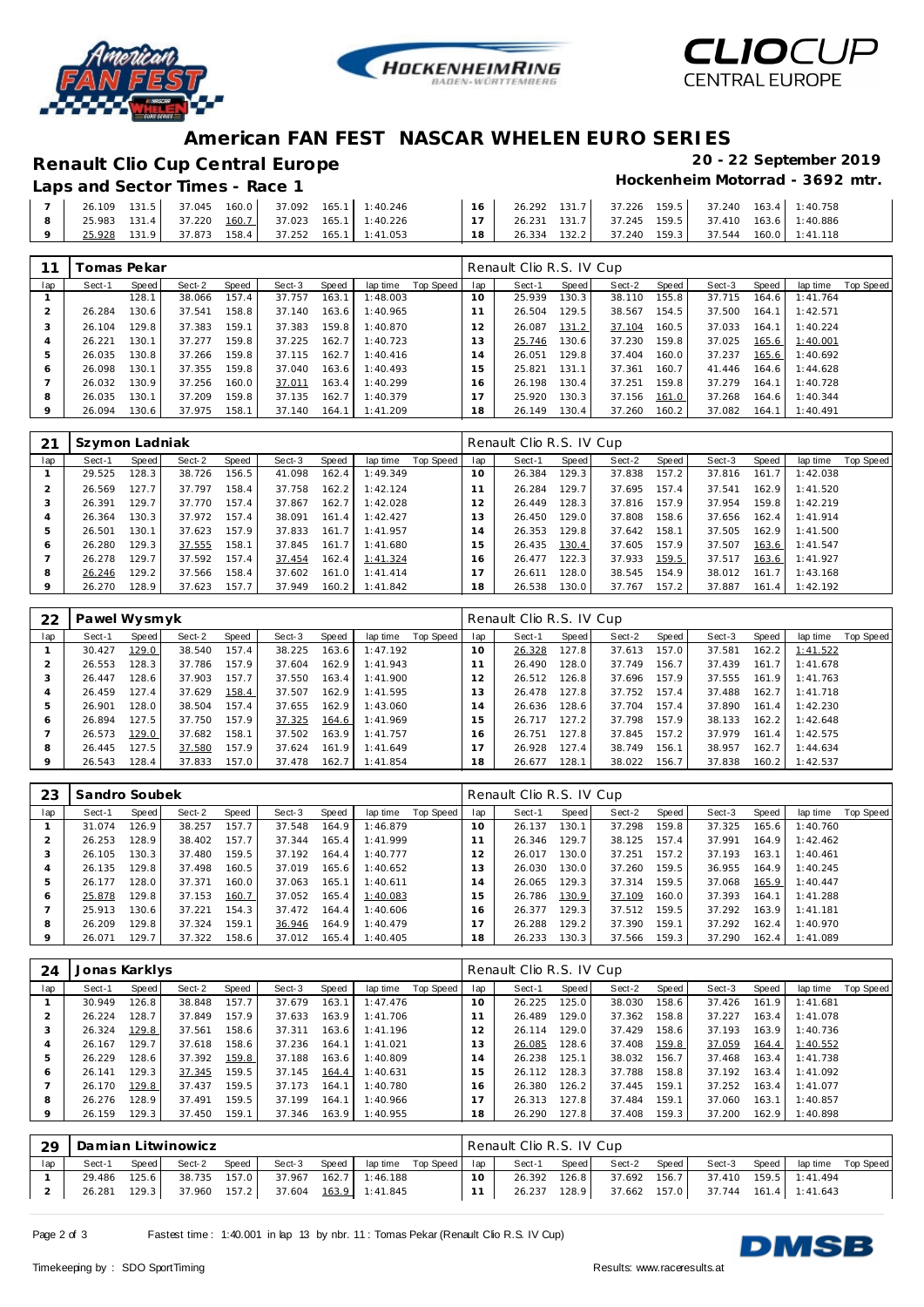# American FAN FEST NASCAR WHELEN EURO SERIES

## Renault Clio Cup Central Europe

**20 - 22 September 2019**

### Laps and Sector Times - Race 1

**Hockenheim Motorrad - 3692 mtr.**

| lap | Sect-1 | Speed | Sect-2 | Speed | Sect-3 | Speed | lap time | Top Speed | lap | Sect-1 | Speed | Sect-2 | Speed | Sect-3 | Speed | lap time | Top Speed |
|---|---|---|---|---|---|---|---|---|---|---|---|---|---|---|---|---|---|
| 7 | 26.109 | 131.5 | 37.045 | 160.0 | 37.092 | 165.1 | 1:40.246 | | 16 | 26.292 | 131.7 | 37.226 | 159.5 | 37.240 | 163.4 | 1:40.758 | |
| 8 | 25.983 | 131.4 | 37.220 | 160.7 | 37.023 | 165.1 | 1:40.226 | | 17 | 26.231 | 131.7 | 37.245 | 159.5 | 37.410 | 163.6 | 1:40.886 | |
| 9 | 25.928 | 131.9 | 37.873 | 158.4 | 37.252 | 165.1 | 1:41.053 | | 18 | 26.334 | 132.2 | 37.240 | 159.3 | 37.544 | 160.0 | 1:41.118 | |

**11 Tomas Pekar** — Renault Clio R.S. IV Cup

| lap | Sect-1 | Speed | Sect-2 | Speed | Sect-3 | Speed | lap time | Top Speed | lap | Sect-1 | Speed | Sect-2 | Speed | Sect-3 | Speed | lap time | Top Speed |
|---|---|---|---|---|---|---|---|---|---|---|---|---|---|---|---|---|---|
| 1 | | 128.1 | 38.066 | 157.4 | 37.757 | 163.1 | 1:48.003 | | 10 | 25.939 | 130.3 | 38.110 | 155.8 | 37.715 | 164.6 | 1:41.764 | |
| 2 | 26.284 | 130.6 | 37.541 | 158.8 | 37.140 | 163.6 | 1:40.965 | | 11 | 26.504 | 129.5 | 38.567 | 154.5 | 37.500 | 164.1 | 1:42.571 | |
| 3 | 26.104 | 129.8 | 37.383 | 159.1 | 37.383 | 159.8 | 1:40.870 | | 12 | 26.087 | 131.2 | 37.104 | 160.5 | 37.033 | 164.1 | 1:40.224 | |
| 4 | 26.221 | 130.1 | 37.277 | 159.8 | 37.225 | 162.7 | 1:40.723 | | 13 | 25.746 | 130.6 | 37.230 | 159.8 | 37.025 | 165.6 | 1:40.001 | |
| 5 | 26.035 | 130.8 | 37.266 | 159.8 | 37.115 | 162.7 | 1:40.416 | | 14 | 26.051 | 129.8 | 37.404 | 160.0 | 37.237 | 165.6 | 1:40.692 | |
| 6 | 26.098 | 130.1 | 37.355 | 159.8 | 37.040 | 163.6 | 1:40.493 | | 15 | 25.821 | 131.1 | 37.361 | 160.7 | 41.446 | 164.6 | 1:44.628 | |
| 7 | 26.032 | 130.9 | 37.256 | 160.0 | 37.011 | 163.4 | 1:40.299 | | 16 | 26.198 | 130.4 | 37.251 | 159.8 | 37.279 | 164.1 | 1:40.728 | |
| 8 | 26.035 | 130.1 | 37.209 | 159.8 | 37.135 | 162.7 | 1:40.379 | | 17 | 25.920 | 130.3 | 37.156 | 161.0 | 37.268 | 164.6 | 1:40.344 | |
| 9 | 26.094 | 130.6 | 37.975 | 158.1 | 37.140 | 164.1 | 1:41.209 | | 18 | 26.149 | 130.4 | 37.260 | 160.2 | 37.082 | 164.1 | 1:40.491 | |

**21 Szymon Ladniak** — Renault Clio R.S. IV Cup

| lap | Sect-1 | Speed | Sect-2 | Speed | Sect-3 | Speed | lap time | Top Speed | lap | Sect-1 | Speed | Sect-2 | Speed | Sect-3 | Speed | lap time | Top Speed |
|---|---|---|---|---|---|---|---|---|---|---|---|---|---|---|---|---|---|
| 1 | 29.525 | 128.3 | 38.726 | 156.5 | 41.098 | 162.4 | 1:49.349 | | 10 | 26.384 | 129.3 | 37.838 | 157.2 | 37.816 | 161.7 | 1:42.038 | |
| 2 | 26.569 | 127.7 | 37.797 | 158.4 | 37.758 | 162.2 | 1:42.124 | | 11 | 26.284 | 129.7 | 37.695 | 157.4 | 37.541 | 162.9 | 1:41.520 | |
| 3 | 26.391 | 129.7 | 37.770 | 157.4 | 37.867 | 162.7 | 1:42.028 | | 12 | 26.449 | 128.3 | 37.816 | 157.9 | 37.954 | 159.8 | 1:42.219 | |
| 4 | 26.364 | 130.3 | 37.972 | 157.4 | 38.091 | 161.4 | 1:42.427 | | 13 | 26.450 | 129.0 | 37.808 | 158.6 | 37.656 | 162.4 | 1:41.914 | |
| 5 | 26.501 | 130.1 | 37.623 | 157.9 | 37.833 | 161.7 | 1:41.957 | | 14 | 26.353 | 129.8 | 37.642 | 158.1 | 37.505 | 162.9 | 1:41.500 | |
| 6 | 26.280 | 129.3 | 37.555 | 158.1 | 37.845 | 161.7 | 1:41.680 | | 15 | 26.435 | 130.4 | 37.605 | 157.9 | 37.507 | 163.6 | 1:41.547 | |
| 7 | 26.278 | 129.7 | 37.592 | 157.4 | 37.454 | 162.4 | 1:41.324 | | 16 | 26.477 | 122.3 | 37.933 | 159.5 | 37.517 | 163.6 | 1:41.927 | |
| 8 | 26.246 | 129.2 | 37.566 | 158.4 | 37.602 | 161.0 | 1:41.414 | | 17 | 26.611 | 128.0 | 38.545 | 154.9 | 38.012 | 161.7 | 1:43.168 | |
| 9 | 26.270 | 128.9 | 37.623 | 157.7 | 37.949 | 160.2 | 1:41.842 | | 18 | 26.538 | 130.0 | 37.767 | 157.2 | 37.887 | 161.4 | 1:42.192 | |

**22 Pawel Wysmyk** — Renault Clio R.S. IV Cup

| lap | Sect-1 | Speed | Sect-2 | Speed | Sect-3 | Speed | lap time | Top Speed | lap | Sect-1 | Speed | Sect-2 | Speed | Sect-3 | Speed | lap time | Top Speed |
|---|---|---|---|---|---|---|---|---|---|---|---|---|---|---|---|---|---|
| 1 | 30.427 | 129.0 | 38.540 | 157.4 | 38.225 | 163.6 | 1:47.192 | | 10 | 26.328 | 127.8 | 37.613 | 157.0 | 37.581 | 162.2 | 1:41.522 | |
| 2 | 26.553 | 128.3 | 37.786 | 157.9 | 37.604 | 162.9 | 1:41.943 | | 11 | 26.490 | 128.0 | 37.749 | 156.7 | 37.439 | 161.7 | 1:41.678 | |
| 3 | 26.447 | 128.6 | 37.903 | 157.7 | 37.550 | 163.4 | 1:41.900 | | 12 | 26.512 | 126.8 | 37.696 | 157.9 | 37.555 | 161.9 | 1:41.763 | |
| 4 | 26.459 | 127.4 | 37.629 | 158.4 | 37.507 | 162.9 | 1:41.595 | | 13 | 26.478 | 127.8 | 37.752 | 157.4 | 37.488 | 162.7 | 1:41.718 | |
| 5 | 26.901 | 128.0 | 38.504 | 157.4 | 37.655 | 162.9 | 1:43.060 | | 14 | 26.636 | 128.6 | 37.704 | 157.4 | 37.890 | 161.4 | 1:42.230 | |
| 6 | 26.894 | 127.5 | 37.750 | 157.9 | 37.325 | 164.6 | 1:41.969 | | 15 | 26.717 | 127.2 | 37.798 | 157.9 | 38.133 | 162.2 | 1:42.648 | |
| 7 | 26.573 | 129.0 | 37.682 | 158.1 | 37.502 | 163.9 | 1:41.757 | | 16 | 26.751 | 127.8 | 37.845 | 157.2 | 37.979 | 161.4 | 1:42.575 | |
| 8 | 26.445 | 127.5 | 37.580 | 157.9 | 37.624 | 161.9 | 1:41.649 | | 17 | 26.928 | 127.4 | 38.749 | 156.1 | 38.957 | 162.7 | 1:44.634 | |
| 9 | 26.543 | 128.4 | 37.833 | 157.0 | 37.478 | 162.7 | 1:41.854 | | 18 | 26.677 | 128.1 | 38.022 | 156.7 | 37.838 | 160.2 | 1:42.537 | |

**23 Sandro Soubek** — Renault Clio R.S. IV Cup

| lap | Sect-1 | Speed | Sect-2 | Speed | Sect-3 | Speed | lap time | Top Speed | lap | Sect-1 | Speed | Sect-2 | Speed | Sect-3 | Speed | lap time | Top Speed |
|---|---|---|---|---|---|---|---|---|---|---|---|---|---|---|---|---|---|
| 1 | 31.074 | 126.9 | 38.257 | 157.7 | 37.548 | 164.9 | 1:46.879 | | 10 | 26.137 | 130.1 | 37.298 | 159.8 | 37.325 | 165.6 | 1:40.760 | |
| 2 | 26.253 | 128.9 | 38.402 | 157.7 | 37.344 | 165.4 | 1:41.999 | | 11 | 26.346 | 129.7 | 38.125 | 157.4 | 37.991 | 164.9 | 1:42.462 | |
| 3 | 26.105 | 130.3 | 37.480 | 159.5 | 37.192 | 164.4 | 1:40.777 | | 12 | 26.017 | 130.0 | 37.251 | 157.2 | 37.193 | 163.1 | 1:40.461 | |
| 4 | 26.135 | 129.8 | 37.498 | 160.5 | 37.019 | 165.6 | 1:40.652 | | 13 | 26.030 | 130.0 | 37.260 | 159.5 | 36.955 | 164.9 | 1:40.245 | |
| 5 | 26.177 | 128.0 | 37.371 | 160.0 | 37.063 | 165.1 | 1:40.611 | | 14 | 26.065 | 129.3 | 37.314 | 159.5 | 37.068 | 165.9 | 1:40.447 | |
| 6 | 25.878 | 129.8 | 37.153 | 160.7 | 37.052 | 165.4 | 1:40.083 | | 15 | 26.786 | 130.9 | 37.109 | 160.0 | 37.393 | 164.1 | 1:41.288 | |
| 7 | 25.913 | 130.6 | 37.221 | 154.3 | 37.472 | 164.4 | 1:40.606 | | 16 | 26.377 | 129.3 | 37.512 | 159.5 | 37.292 | 163.9 | 1:41.181 | |
| 8 | 26.209 | 129.8 | 37.324 | 159.1 | 36.946 | 164.9 | 1:40.479 | | 17 | 26.288 | 129.2 | 37.390 | 159.1 | 37.292 | 162.4 | 1:40.970 | |
| 9 | 26.071 | 129.7 | 37.322 | 158.6 | 37.012 | 165.4 | 1:40.405 | | 18 | 26.233 | 130.3 | 37.566 | 159.3 | 37.290 | 162.4 | 1:41.089 | |

**24 Jonas Karklys** — Renault Clio R.S. IV Cup

| lap | Sect-1 | Speed | Sect-2 | Speed | Sect-3 | Speed | lap time | Top Speed | lap | Sect-1 | Speed | Sect-2 | Speed | Sect-3 | Speed | lap time | Top Speed |
|---|---|---|---|---|---|---|---|---|---|---|---|---|---|---|---|---|---|
| 1 | 30.949 | 126.8 | 38.848 | 157.7 | 37.679 | 163.1 | 1:47.476 | | 10 | 26.225 | 125.0 | 38.030 | 158.6 | 37.426 | 161.9 | 1:41.681 | |
| 2 | 26.224 | 128.7 | 37.849 | 157.9 | 37.633 | 163.9 | 1:41.706 | | 11 | 26.489 | 129.0 | 37.362 | 158.8 | 37.227 | 163.4 | 1:41.078 | |
| 3 | 26.324 | 129.8 | 37.561 | 158.6 | 37.311 | 163.6 | 1:41.196 | | 12 | 26.114 | 129.0 | 37.429 | 158.6 | 37.193 | 163.9 | 1:40.736 | |
| 4 | 26.167 | 129.7 | 37.618 | 158.6 | 37.236 | 164.1 | 1:41.021 | | 13 | 26.085 | 128.6 | 37.408 | 159.8 | 37.059 | 164.4 | 1:40.552 | |
| 5 | 26.229 | 128.6 | 37.392 | 159.8 | 37.188 | 163.6 | 1:40.809 | | 14 | 26.238 | 125.1 | 38.032 | 156.7 | 37.468 | 163.4 | 1:41.738 | |
| 6 | 26.141 | 129.3 | 37.345 | 159.5 | 37.145 | 164.4 | 1:40.631 | | 15 | 26.112 | 128.3 | 37.788 | 158.8 | 37.192 | 163.4 | 1:41.092 | |
| 7 | 26.170 | 129.8 | 37.437 | 159.5 | 37.173 | 164.1 | 1:40.780 | | 16 | 26.380 | 126.2 | 37.445 | 159.1 | 37.252 | 163.4 | 1:41.077 | |
| 8 | 26.276 | 128.9 | 37.491 | 159.5 | 37.199 | 164.1 | 1:40.966 | | 17 | 26.313 | 127.8 | 37.484 | 159.1 | 37.060 | 163.1 | 1:40.857 | |
| 9 | 26.159 | 129.3 | 37.450 | 159.1 | 37.346 | 163.9 | 1:40.955 | | 18 | 26.290 | 127.8 | 37.408 | 159.3 | 37.200 | 162.9 | 1:40.898 | |

**29 Damian Litwinowicz** — Renault Clio R.S. IV Cup

| lap | Sect-1 | Speed | Sect-2 | Speed | Sect-3 | Speed | lap time | Top Speed | lap | Sect-1 | Speed | Sect-2 | Speed | Sect-3 | Speed | lap time | Top Speed |
|---|---|---|---|---|---|---|---|---|---|---|---|---|---|---|---|---|---|
| 1 | 29.486 | 125.6 | 38.735 | 157.0 | 37.967 | 162.7 | 1:46.188 | | 10 | 26.392 | 126.8 | 37.692 | 156.7 | 37.410 | 159.5 | 1:41.494 | |
| 2 | 26.281 | 129.3 | 37.960 | 157.2 | 37.604 | 163.9 | 1:41.845 | | 11 | 26.237 | 128.9 | 37.662 | 157.0 | 37.744 | 161.4 | 1:41.643 | |

Fastest time : 1:40.001 in lap 13 by nbr. 11 : Tomas Pekar (Renault Clio R.S. IV Cup)

Timekeeping by : SDO SportTiming

Results: www.raceresults.at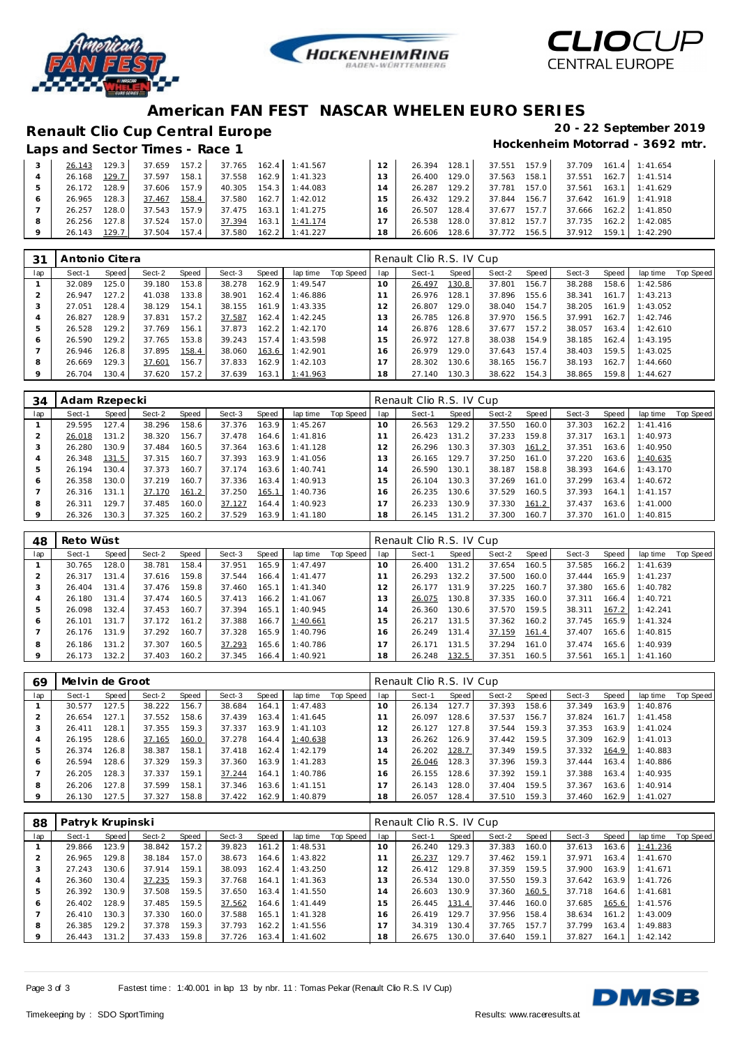# American FAN FEST NASCAR WHELEN EURO SERIES

## Renault Clio Cup Central Europe

**20 - 22 September 2019**

**Laps and Sector Times - Race 1**

**Hockenheim Motorrad - 3692 mtr.**

| lap | Sect-1 | Speed | Sect-2 | Speed | Sect-3 | Speed | lap time | Top Speed | lap | Sect-1 | Speed | Sect-2 | Speed | Sect-3 | Speed | lap time | Top Speed |
|---|---|---|---|---|---|---|---|---|---|---|---|---|---|---|---|---|---|
| 3 | 26.143 | 129.3 | 37.659 | 157.2 | 37.765 | 162.4 | 1:41.567 | | 12 | 26.394 | 128.1 | 37.551 | 157.9 | 37.709 | 161.4 | 1:41.654 | |
| 4 | 26.168 | 129.7 | 37.597 | 158.1 | 37.558 | 162.9 | 1:41.323 | | 13 | 26.400 | 129.0 | 37.563 | 158.1 | 37.551 | 162.7 | 1:41.514 | |
| 5 | 26.172 | 128.9 | 37.606 | 157.9 | 40.305 | 154.3 | 1:44.083 | | 14 | 26.287 | 129.2 | 37.781 | 157.0 | 37.561 | 163.1 | 1:41.629 | |
| 6 | 26.965 | 128.3 | 37.467 | 158.4 | 37.580 | 162.7 | 1:42.012 | | 15 | 26.432 | 129.2 | 37.844 | 156.7 | 37.642 | 161.9 | 1:41.918 | |
| 7 | 26.257 | 128.0 | 37.543 | 157.9 | 37.475 | 163.1 | 1:41.275 | | 16 | 26.507 | 128.4 | 37.677 | 157.7 | 37.666 | 162.2 | 1:41.850 | |
| 8 | 26.256 | 127.8 | 37.524 | 157.0 | 37.394 | 163.1 | 1:41.174 | | 17 | 26.538 | 128.0 | 37.812 | 157.7 | 37.735 | 162.2 | 1:42.085 | |
| 9 | 26.143 | 129.7 | 37.504 | 157.4 | 37.580 | 162.2 | 1:41.227 | | 18 | 26.606 | 128.6 | 37.772 | 156.5 | 37.912 | 159.1 | 1:42.290 | |

### 31 Antonio Citera — Renault Clio R.S. IV Cup

| lap | Sect-1 | Speed | Sect-2 | Speed | Sect-3 | Speed | lap time | Top Speed | lap | Sect-1 | Speed | Sect-2 | Speed | Sect-3 | Speed | lap time | Top Speed |
|---|---|---|---|---|---|---|---|---|---|---|---|---|---|---|---|---|---|
| 1 | 32.089 | 125.0 | 39.180 | 153.8 | 38.278 | 162.9 | 1:49.547 | | 10 | 26.497 | 130.8 | 37.801 | 156.7 | 38.288 | 158.6 | 1:42.586 | |
| 2 | 26.947 | 127.2 | 41.038 | 133.8 | 38.901 | 162.4 | 1:46.886 | | 11 | 26.976 | 128.1 | 37.896 | 155.6 | 38.341 | 161.7 | 1:43.213 | |
| 3 | 27.051 | 128.4 | 38.129 | 154.1 | 38.155 | 161.9 | 1:43.335 | | 12 | 26.807 | 129.0 | 38.040 | 154.7 | 38.205 | 161.9 | 1:43.052 | |
| 4 | 26.827 | 128.9 | 37.831 | 157.2 | 37.587 | 162.4 | 1:42.245 | | 13 | 26.785 | 126.8 | 37.970 | 156.5 | 37.991 | 162.7 | 1:42.746 | |
| 5 | 26.528 | 129.2 | 37.769 | 156.1 | 37.873 | 162.2 | 1:42.170 | | 14 | 26.876 | 128.6 | 37.677 | 157.2 | 38.057 | 163.4 | 1:42.610 | |
| 6 | 26.590 | 129.2 | 37.765 | 153.8 | 39.243 | 157.4 | 1:43.598 | | 15 | 26.972 | 127.8 | 38.038 | 154.9 | 38.185 | 162.4 | 1:43.195 | |
| 7 | 26.946 | 126.8 | 37.895 | 158.4 | 38.060 | 163.6 | 1:42.901 | | 16 | 26.979 | 129.0 | 37.643 | 157.4 | 38.403 | 159.5 | 1:43.025 | |
| 8 | 26.669 | 129.3 | 37.601 | 156.7 | 37.833 | 162.9 | 1:42.103 | | 17 | 28.302 | 130.6 | 38.165 | 156.7 | 38.193 | 162.7 | 1:44.660 | |
| 9 | 26.704 | 130.4 | 37.620 | 157.2 | 37.639 | 163.1 | 1:41.963 | | 18 | 27.140 | 130.3 | 38.622 | 154.3 | 38.865 | 159.8 | 1:44.627 | |

### 34 Adam Rzepecki — Renault Clio R.S. IV Cup

| lap | Sect-1 | Speed | Sect-2 | Speed | Sect-3 | Speed | lap time | Top Speed | lap | Sect-1 | Speed | Sect-2 | Speed | Sect-3 | Speed | lap time | Top Speed |
|---|---|---|---|---|---|---|---|---|---|---|---|---|---|---|---|---|---|
| 1 | 29.595 | 127.4 | 38.296 | 158.6 | 37.376 | 163.9 | 1:45.267 | | 10 | 26.563 | 129.2 | 37.550 | 160.0 | 37.303 | 162.2 | 1:41.416 | |
| 2 | 26.018 | 131.2 | 38.320 | 156.7 | 37.478 | 164.6 | 1:41.816 | | 11 | 26.423 | 131.2 | 37.233 | 159.8 | 37.317 | 163.1 | 1:40.973 | |
| 3 | 26.280 | 130.9 | 37.484 | 160.5 | 37.364 | 163.6 | 1:41.128 | | 12 | 26.296 | 130.3 | 37.303 | 161.2 | 37.351 | 163.6 | 1:40.950 | |
| 4 | 26.348 | 131.5 | 37.315 | 160.7 | 37.393 | 163.9 | 1:41.056 | | 13 | 26.165 | 129.7 | 37.250 | 161.0 | 37.220 | 163.6 | 1:40.635 | |
| 5 | 26.194 | 130.4 | 37.373 | 160.7 | 37.174 | 163.6 | 1:40.741 | | 14 | 26.590 | 130.1 | 38.187 | 158.8 | 38.393 | 164.6 | 1:43.170 | |
| 6 | 26.358 | 130.0 | 37.219 | 160.7 | 37.336 | 163.4 | 1:40.913 | | 15 | 26.104 | 130.3 | 37.269 | 161.0 | 37.299 | 163.4 | 1:40.672 | |
| 7 | 26.316 | 131.1 | 37.170 | 161.2 | 37.250 | 165.1 | 1:40.736 | | 16 | 26.235 | 130.6 | 37.529 | 160.5 | 37.393 | 164.1 | 1:41.157 | |
| 8 | 26.311 | 129.7 | 37.485 | 160.0 | 37.127 | 164.4 | 1:40.923 | | 17 | 26.233 | 130.9 | 37.330 | 161.2 | 37.437 | 163.6 | 1:41.000 | |
| 9 | 26.326 | 130.3 | 37.325 | 160.2 | 37.529 | 163.9 | 1:41.180 | | 18 | 26.145 | 131.2 | 37.300 | 160.7 | 37.370 | 161.0 | 1:40.815 | |

### 48 Reto Wüst — Renault Clio R.S. IV Cup

| lap | Sect-1 | Speed | Sect-2 | Speed | Sect-3 | Speed | lap time | Top Speed | lap | Sect-1 | Speed | Sect-2 | Speed | Sect-3 | Speed | lap time | Top Speed |
|---|---|---|---|---|---|---|---|---|---|---|---|---|---|---|---|---|---|
| 1 | 30.765 | 128.0 | 38.781 | 158.4 | 37.951 | 165.9 | 1:47.497 | | 10 | 26.400 | 131.2 | 37.654 | 160.5 | 37.585 | 166.2 | 1:41.639 | |
| 2 | 26.317 | 131.4 | 37.616 | 159.8 | 37.544 | 166.4 | 1:41.477 | | 11 | 26.293 | 132.2 | 37.500 | 160.0 | 37.444 | 165.9 | 1:41.237 | |
| 3 | 26.404 | 131.4 | 37.476 | 159.8 | 37.460 | 165.1 | 1:41.340 | | 12 | 26.177 | 131.9 | 37.225 | 160.7 | 37.380 | 165.6 | 1:40.782 | |
| 4 | 26.180 | 131.4 | 37.474 | 160.5 | 37.413 | 166.2 | 1:41.067 | | 13 | 26.075 | 130.8 | 37.335 | 160.0 | 37.311 | 166.4 | 1:40.721 | |
| 5 | 26.098 | 132.4 | 37.453 | 160.7 | 37.394 | 165.1 | 1:40.945 | | 14 | 26.360 | 130.6 | 37.570 | 159.5 | 38.311 | 167.2 | 1:42.241 | |
| 6 | 26.101 | 131.7 | 37.172 | 161.2 | 37.388 | 166.7 | 1:40.661 | | 15 | 26.217 | 131.5 | 37.362 | 160.2 | 37.745 | 165.9 | 1:41.324 | |
| 7 | 26.176 | 131.9 | 37.292 | 160.7 | 37.328 | 165.9 | 1:40.796 | | 16 | 26.249 | 131.4 | 37.159 | 161.4 | 37.407 | 165.6 | 1:40.815 | |
| 8 | 26.186 | 131.2 | 37.307 | 160.5 | 37.293 | 165.6 | 1:40.786 | | 17 | 26.171 | 131.5 | 37.294 | 161.0 | 37.474 | 165.6 | 1:40.939 | |
| 9 | 26.173 | 132.2 | 37.403 | 160.2 | 37.345 | 166.4 | 1:40.921 | | 18 | 26.248 | 132.5 | 37.351 | 160.5 | 37.561 | 165.1 | 1:41.160 | |

### 69 Melvin de Groot — Renault Clio R.S. IV Cup

| lap | Sect-1 | Speed | Sect-2 | Speed | Sect-3 | Speed | lap time | Top Speed | lap | Sect-1 | Speed | Sect-2 | Speed | Sect-3 | Speed | lap time | Top Speed |
|---|---|---|---|---|---|---|---|---|---|---|---|---|---|---|---|---|---|
| 1 | 30.577 | 127.5 | 38.222 | 156.7 | 38.684 | 164.1 | 1:47.483 | | 10 | 26.134 | 127.7 | 37.393 | 158.6 | 37.349 | 163.9 | 1:40.876 | |
| 2 | 26.654 | 127.1 | 37.552 | 158.6 | 37.439 | 163.4 | 1:41.645 | | 11 | 26.097 | 128.6 | 37.537 | 156.7 | 37.824 | 161.7 | 1:41.458 | |
| 3 | 26.411 | 128.1 | 37.355 | 159.3 | 37.337 | 163.9 | 1:41.103 | | 12 | 26.127 | 127.8 | 37.544 | 159.3 | 37.353 | 163.9 | 1:41.024 | |
| 4 | 26.195 | 128.6 | 37.165 | 160.0 | 37.278 | 164.4 | 1:40.638 | | 13 | 26.262 | 126.9 | 37.442 | 159.5 | 37.309 | 162.9 | 1:41.013 | |
| 5 | 26.374 | 126.8 | 38.387 | 158.1 | 37.418 | 162.4 | 1:42.179 | | 14 | 26.202 | 128.7 | 37.349 | 159.5 | 37.332 | 164.9 | 1:40.883 | |
| 6 | 26.594 | 128.6 | 37.329 | 159.3 | 37.360 | 163.9 | 1:41.283 | | 15 | 26.046 | 128.3 | 37.396 | 159.3 | 37.444 | 163.4 | 1:40.886 | |
| 7 | 26.205 | 128.3 | 37.337 | 159.1 | 37.244 | 164.1 | 1:40.786 | | 16 | 26.155 | 128.6 | 37.392 | 159.1 | 37.388 | 163.4 | 1:40.935 | |
| 8 | 26.206 | 127.8 | 37.599 | 158.1 | 37.346 | 163.6 | 1:41.151 | | 17 | 26.143 | 128.0 | 37.404 | 159.5 | 37.367 | 163.6 | 1:40.914 | |
| 9 | 26.130 | 127.5 | 37.327 | 158.8 | 37.422 | 162.9 | 1:40.879 | | 18 | 26.057 | 128.4 | 37.510 | 159.3 | 37.460 | 162.9 | 1:41.027 | |

### 88 Patryk Krupinski — Renault Clio R.S. IV Cup

| lap | Sect-1 | Speed | Sect-2 | Speed | Sect-3 | Speed | lap time | Top Speed | lap | Sect-1 | Speed | Sect-2 | Speed | Sect-3 | Speed | lap time | Top Speed |
|---|---|---|---|---|---|---|---|---|---|---|---|---|---|---|---|---|---|
| 1 | 29.866 | 123.9 | 38.842 | 157.2 | 39.823 | 161.2 | 1:48.531 | | 10 | 26.240 | 129.3 | 37.383 | 160.0 | 37.613 | 163.6 | 1:41.236 | |
| 2 | 26.965 | 129.8 | 38.184 | 157.0 | 38.673 | 164.6 | 1:43.822 | | 11 | 26.237 | 129.7 | 37.462 | 159.1 | 37.971 | 163.4 | 1:41.670 | |
| 3 | 27.243 | 130.6 | 37.914 | 159.1 | 38.093 | 162.4 | 1:43.250 | | 12 | 26.412 | 129.8 | 37.359 | 159.5 | 37.900 | 163.9 | 1:41.671 | |
| 4 | 26.360 | 130.4 | 37.235 | 159.3 | 37.768 | 164.1 | 1:41.363 | | 13 | 26.534 | 130.0 | 37.550 | 159.3 | 37.642 | 163.9 | 1:41.726 | |
| 5 | 26.392 | 130.9 | 37.508 | 159.5 | 37.650 | 163.4 | 1:41.550 | | 14 | 26.603 | 130.9 | 37.360 | 160.5 | 37.718 | 164.6 | 1:41.681 | |
| 6 | 26.402 | 128.9 | 37.485 | 159.5 | 37.562 | 164.6 | 1:41.449 | | 15 | 26.445 | 131.4 | 37.446 | 160.0 | 37.685 | 165.6 | 1:41.576 | |
| 7 | 26.410 | 130.3 | 37.330 | 160.0 | 37.588 | 165.1 | 1:41.328 | | 16 | 26.419 | 129.7 | 37.956 | 158.4 | 38.634 | 161.2 | 1:43.009 | |
| 8 | 26.385 | 129.2 | 37.378 | 159.3 | 37.793 | 162.2 | 1:41.556 | | 17 | 34.319 | 130.4 | 37.765 | 157.7 | 37.799 | 163.4 | 1:49.883 | |
| 9 | 26.443 | 131.2 | 37.433 | 159.8 | 37.726 | 163.4 | 1:41.602 | | 18 | 26.675 | 130.0 | 37.640 | 159.1 | 37.827 | 164.1 | 1:42.142 | |

Fastest time : 1:40.001 in lap 13 by nbr. 11 : Tomas Pekar (Renault Clio R.S. IV Cup)

Timekeeping by : SDO SportTiming

Results: www.raceresults.at